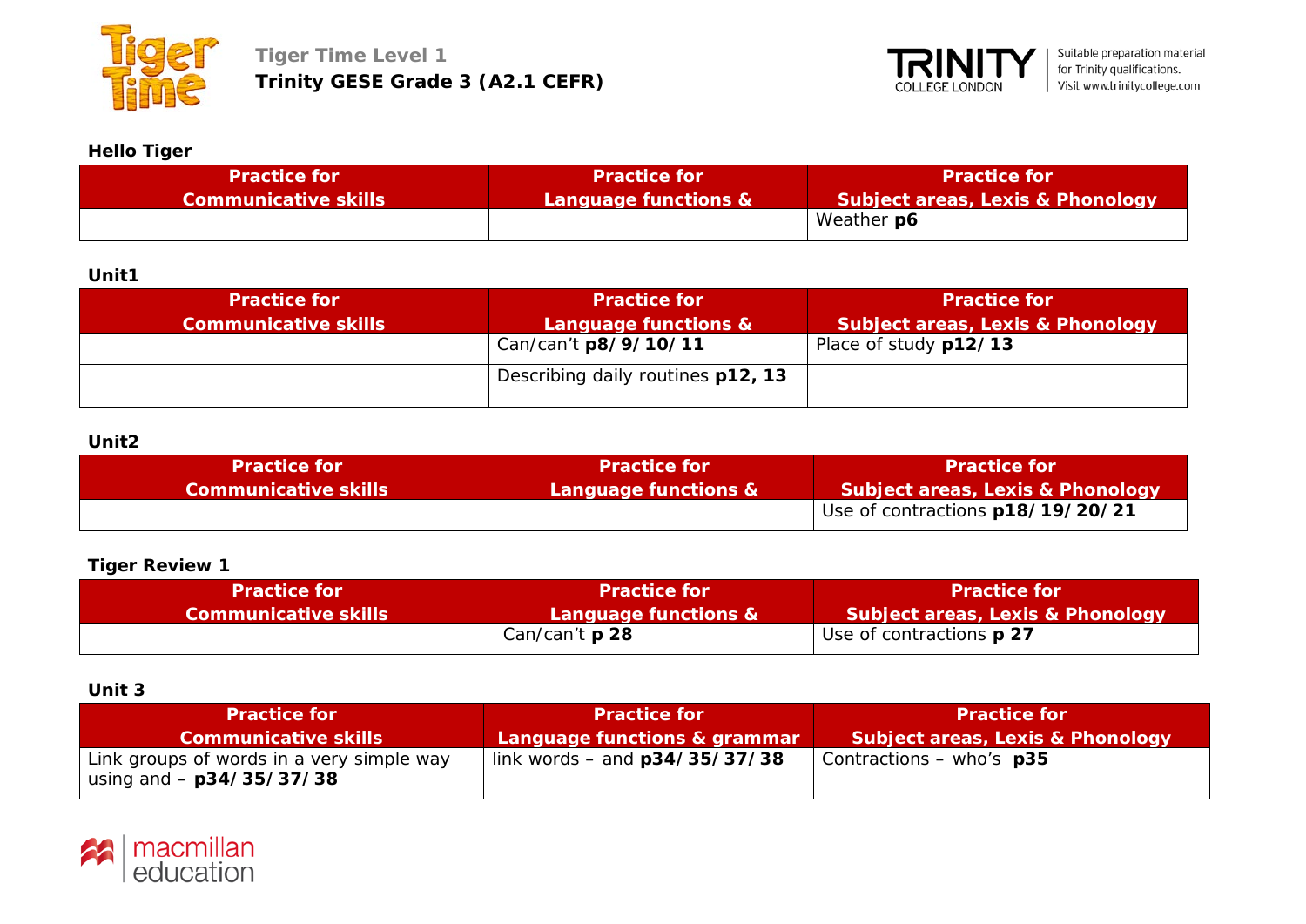**Tiger Time Level 1**
**Trinity GESE Grade 3 (A2.1 CEFR)**

Suitable preparation material for Trinity qualifications. Visit www.trinitycollege.com

### Hello Tiger

| Practice for Communicative skills | Practice for Language functions & | Practice for Subject areas, Lexis & Phonology |
|---|---|---|
| | | Weather **p6** |

### Unit1

| Practice for Communicative skills | Practice for Language functions & | Practice for Subject areas, Lexis & Phonology |
|---|---|---|
| | Can/can't **p8/9/10/11** | Place of study **p12/13** |
| | Describing daily routines **p12, 13** | |

### Unit2

| Practice for Communicative skills | Practice for Language functions & | Practice for Subject areas, Lexis & Phonology |
|---|---|---|
| | | Use of contractions **p18/19/20/21** |

### Tiger Review 1

| Practice for Communicative skills | Practice for Language functions & | Practice for Subject areas, Lexis & Phonology |
|---|---|---|
| | Can/can't **p 28** | Use of contractions **p 27** |

### Unit 3

| Practice for Communicative skills | Practice for Language functions & grammar | Practice for Subject areas, Lexis & Phonology |
|---|---|---|
| Link groups of words in a very simple way using and – **p34/35/37/38** | link words – and **p34/35/37/38** | Contractions – who's **p35** |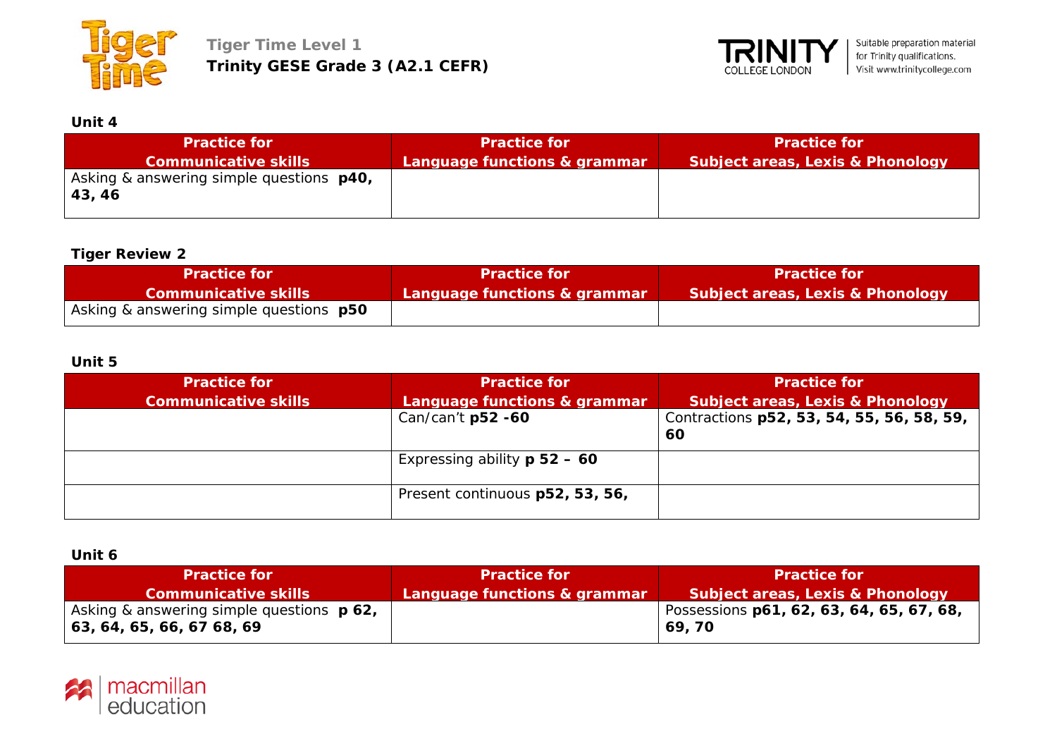**Tiger Time Level 1**
**Trinity GESE Grade 3 (A2.1 CEFR)**

Suitable preparation material for Trinity qualifications. Visit www.trinitycollege.com

**Unit 4**

| Practice for Communicative skills | Practice for Language functions & grammar | Practice for Subject areas, Lexis & Phonology |
|---|---|---|
| Asking & answering simple questions **p40, 43, 46** | | |

**Tiger Review 2**

| Practice for Communicative skills | Practice for Language functions & grammar | Practice for Subject areas, Lexis & Phonology |
|---|---|---|
| Asking & answering simple questions **p50** | | |

**Unit 5**

| Practice for Communicative skills | Practice for Language functions & grammar | Practice for Subject areas, Lexis & Phonology |
|---|---|---|
| | Can/can't **p52 -60** | Contractions **p52, 53, 54, 55, 56, 58, 59, 60** |
| | Expressing ability **p 52 – 60** | |
| | Present continuous **p52, 53, 56,** | |

**Unit 6**

| Practice for Communicative skills | Practice for Language functions & grammar | Practice for Subject areas, Lexis & Phonology |
|---|---|---|
| Asking & answering simple questions **p 62, 63, 64, 65, 66, 67 68, 69** | | Possessions **p61, 62, 63, 64, 65, 67, 68, 69, 70** |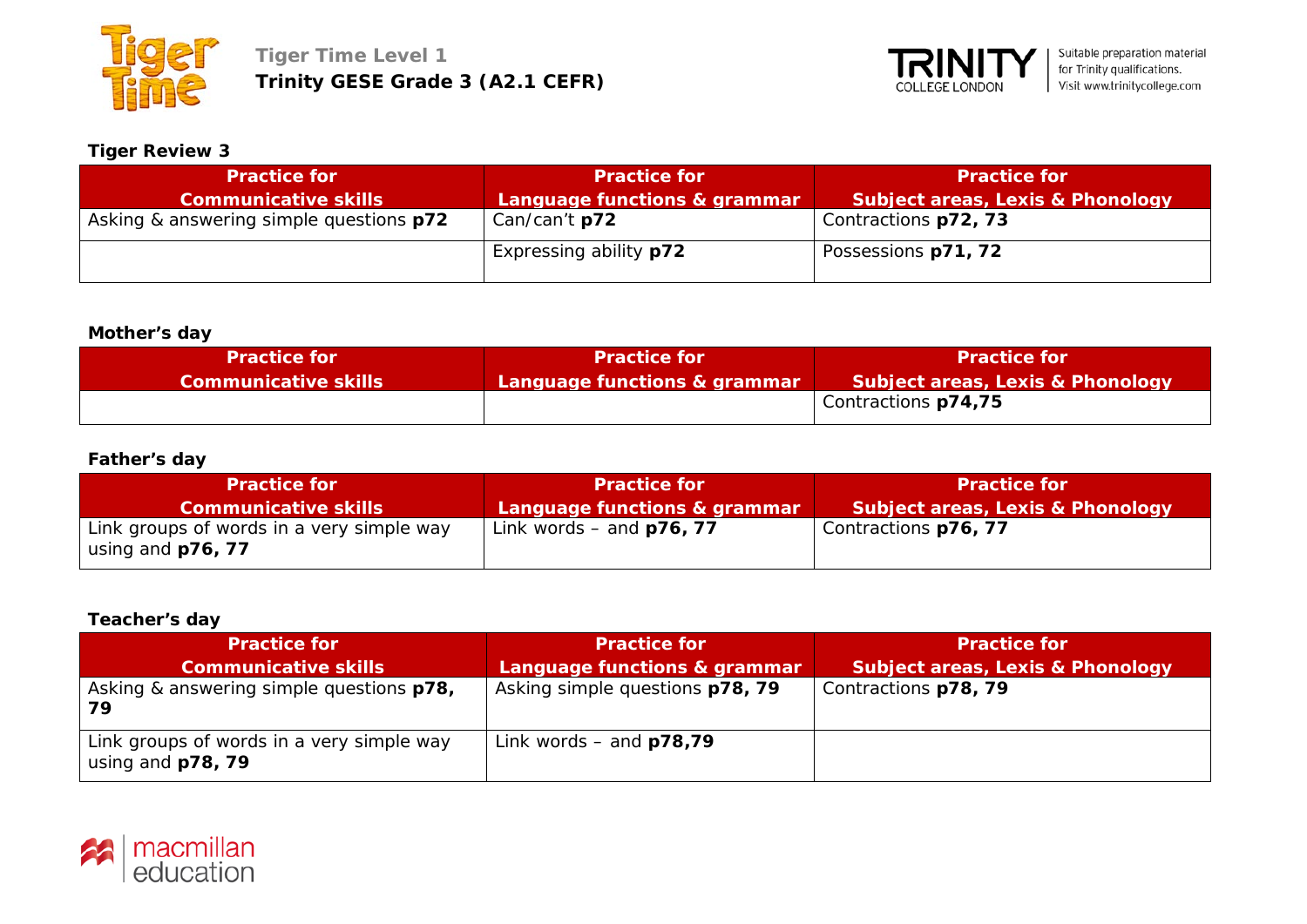Tiger Time Level 1
**Trinity GESE Grade 3 (A2.1 CEFR)**

Suitable preparation material for Trinity qualifications. Visit www.trinitycollege.com

**Tiger Review 3**

| Practice for Communicative skills | Practice for Language functions & grammar | Practice for Subject areas, Lexis & Phonology |
|---|---|---|
| Asking & answering simple questions **p72** | Can/can't **p72** | Contractions **p72, 73** |
| | Expressing ability **p72** | Possessions **p71, 72** |

**Mother's day**

| Practice for Communicative skills | Practice for Language functions & grammar | Practice for Subject areas, Lexis & Phonology |
|---|---|---|
| | | Contractions **p74,75** |

**Father's day**

| Practice for Communicative skills | Practice for Language functions & grammar | Practice for Subject areas, Lexis & Phonology |
|---|---|---|
| Link groups of words in a very simple way using and **p76, 77** | Link words – and **p76, 77** | Contractions **p76, 77** |

**Teacher's day**

| Practice for Communicative skills | Practice for Language functions & grammar | Practice for Subject areas, Lexis & Phonology |
|---|---|---|
| Asking & answering simple questions **p78, 79** | Asking simple questions **p78, 79** | Contractions **p78, 79** |
| Link groups of words in a very simple way using and **p78, 79** | Link words – and **p78,79** | |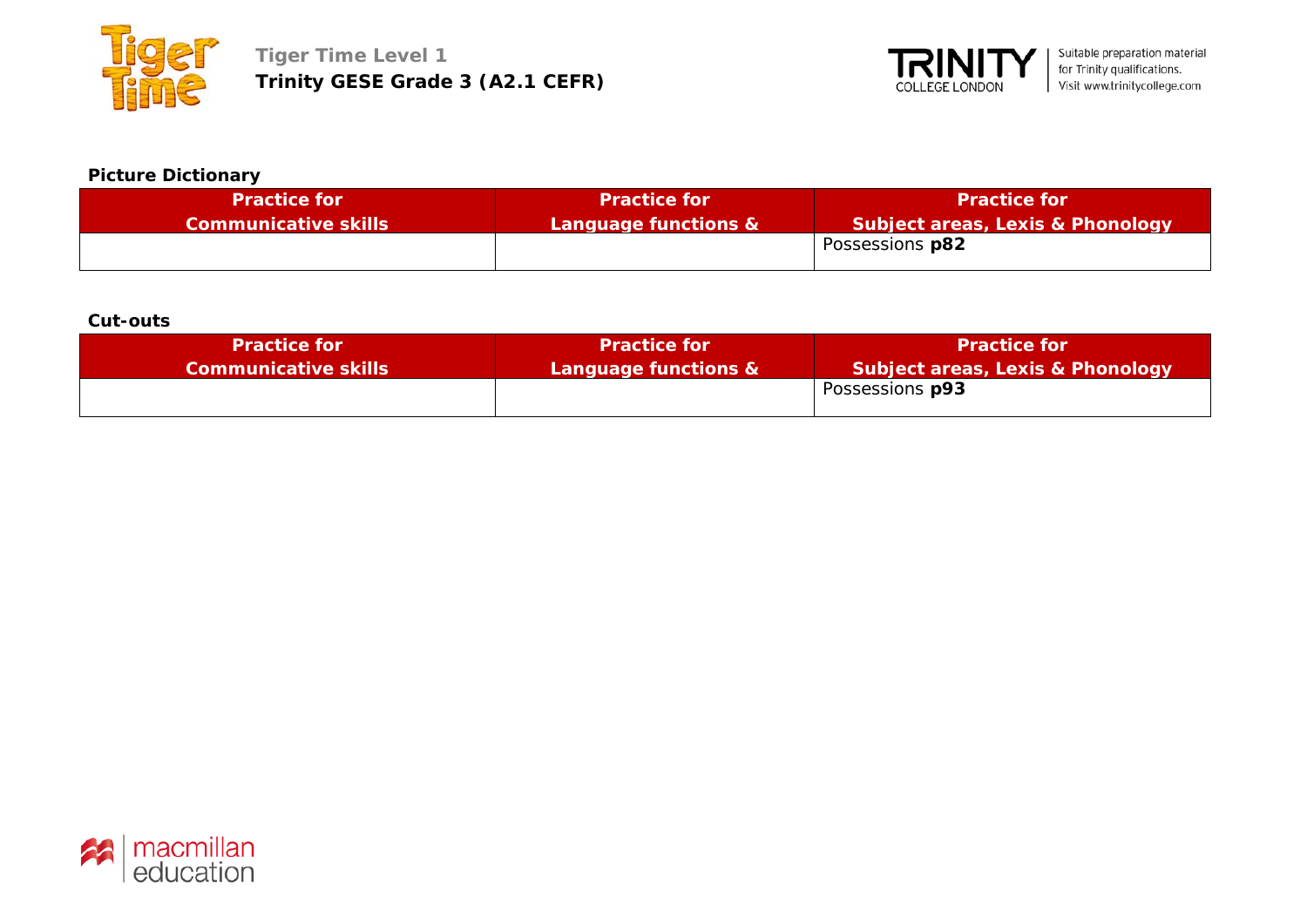**Picture Dictionary**

| Practice for Communicative skills | Practice for Language functions & | Practice for Subject areas, Lexis & Phonology |
| --- | --- | --- |
| | | Possessions **p82** |

**Cut-outs**

| Practice for Communicative skills | Practice for Language functions & | Practice for Subject areas, Lexis & Phonology |
| --- | --- | --- |
| | | Possessions **p93** |